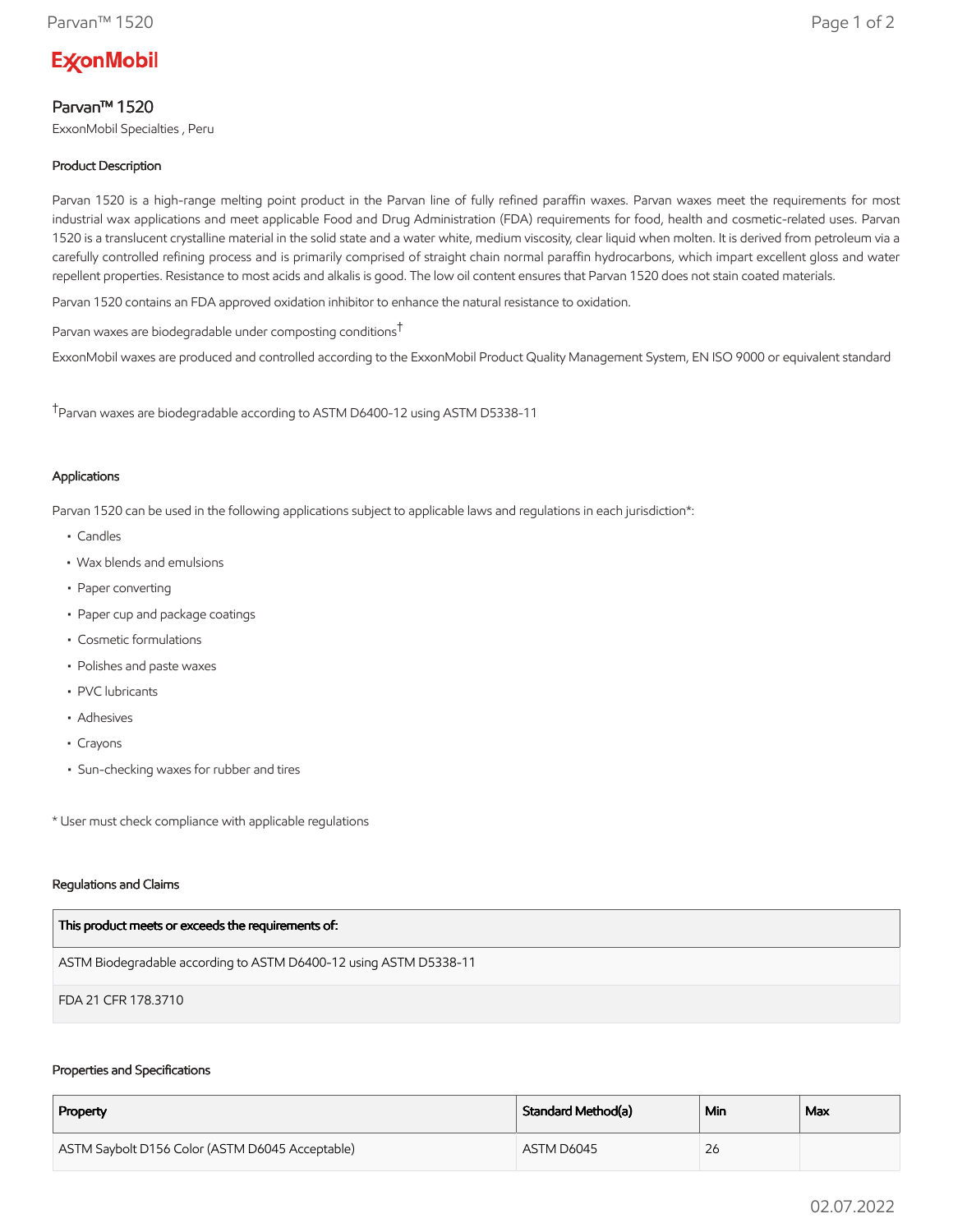ExxonMobil

# Parvan™ 1520

ExxonMobil Specialties , Peru

### Product Description

Parvan 1520 is a high-range melting point product in the Parvan line of fully refined paraffin waxes. Parvan waxes meet the requirements for most industrial wax applications and meet applicable Food and Drug Administration (FDA) requirements for food, health and cosmetic-related uses. Parvan 1520 is a translucent crystalline material in the solid state and a water white, medium viscosity, clear liquid when molten. It is derived from petroleum via a carefully controlled refining process and is primarily comprised of straight chain normal paraffin hydrocarbons, which impart excellent gloss and water repellent properties. Resistance to most acids and alkalis is good. The low oil content ensures that Parvan 1520 does not stain coated materials.

Parvan 1520 contains an FDA approved oxidation inhibitor to enhance the natural resistance to oxidation.

Parvan waxes are biodegradable under composting conditions[†]

ExxonMobil waxes are produced and controlled according to the ExxonMobil Product Quality Management System, EN ISO 9000 or equivalent standard

[†]Parvan waxes are biodegradable according to ASTM D6400-12 using ASTM D5338-11

### Applications

Parvan 1520 can be used in the following applications subject to applicable laws and regulations in each jurisdiction*:

- Candles
- Wax blends and emulsions
- Paper converting
- Paper cup and package coatings
- Cosmetic formulations
- Polishes and paste waxes
- PVC lubricants
- Adhesives
- Crayons
- Sun-checking waxes for rubber and tires

* User must check compliance with applicable regulations

### Regulations and Claims

| This product meets or exceeds the requirements of: |
|---|
| ASTM Biodegradable according to ASTM D6400-12 using ASTM D5338-11 |
| FDA 21 CFR 178.3710 |

### Properties and Specifications

| Property | Standard Method(a) | Min | Max |
|---|---|---|---|
| ASTM Saybolt D156 Color (ASTM D6045 Acceptable) | ASTM D6045 | 26 | |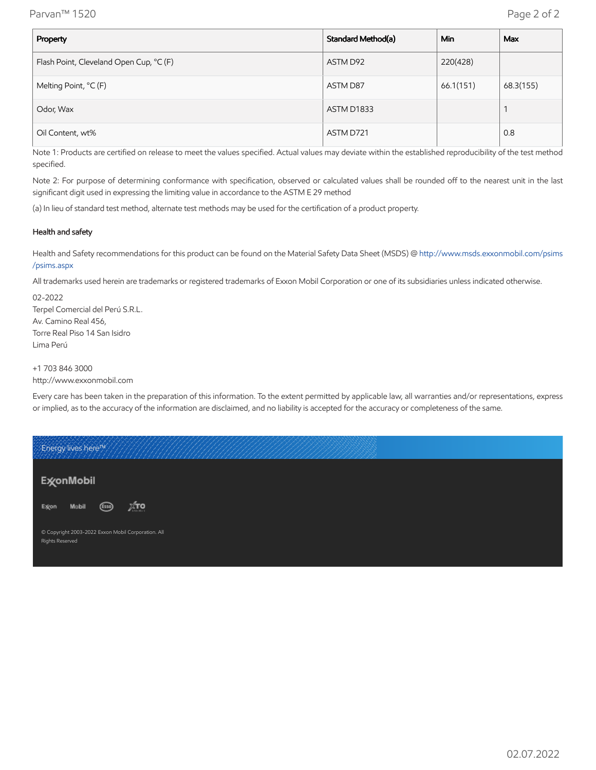| Property | Standard Method(a) | Min | Max |
|---|---|---|---|
| Flash Point, Cleveland Open Cup, °C (F) | ASTM D92 | 220(428) | |
| Melting Point, °C (F) | ASTM D87 | 66.1(151) | 68.3(155) |
| Odor, Wax | ASTM D1833 | | 1 |
| Oil Content, wt% | ASTM D721 | | 0.8 |

Note 1: Products are certified on release to meet the values specified. Actual values may deviate within the established reproducibility of the test method specified.

Note 2: For purpose of determining conformance with specification, observed or calculated values shall be rounded off to the nearest unit in the last significant digit used in expressing the limiting value in accordance to the ASTM E 29 method

(a) In lieu of standard test method, alternate test methods may be used for the certification of a product property.

### Health and safety

Health and Safety recommendations for this product can be found on the Material Safety Data Sheet (MSDS) @ http://www.msds.exxonmobil.com/psims/psims.aspx

All trademarks used herein are trademarks or registered trademarks of Exxon Mobil Corporation or one of its subsidiaries unless indicated otherwise.

02-2022
Terpel Comercial del Perú S.R.L.
Av. Camino Real 456,
Torre Real Piso 14 San Isidro
Lima Perú

+1 703 846 3000
http://www.exxonmobil.com

Every care has been taken in the preparation of this information. To the extent permitted by applicable law, all warranties and/or representations, express or implied, as to the accuracy of the information are disclaimed, and no liability is accepted for the accuracy or completeness of the same.

Energy lives here™

ExxonMobil

Exxon Mobil Esso XTO

© Copyright 2003-2022 Exxon Mobil Corporation. All Rights Reserved

02.07.2022